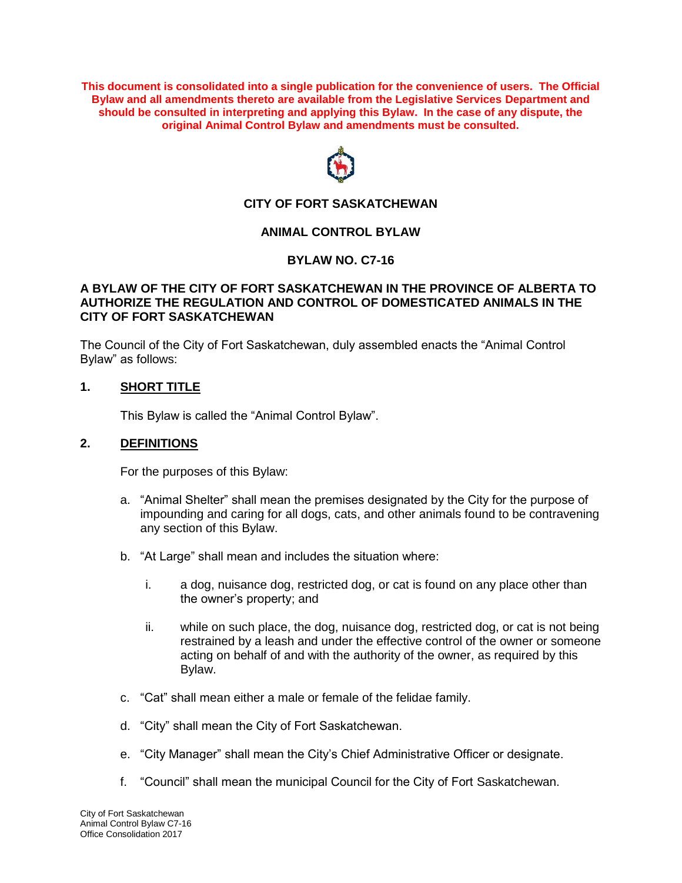**This document is consolidated into a single publication for the convenience of users. The Official Bylaw and all amendments thereto are available from the Legislative Services Department and should be consulted in interpreting and applying this Bylaw. In the case of any dispute, the original Animal Control Bylaw and amendments must be consulted.**

# CITY OF FORT SASKATCHEWAN

## ANIMAL CONTROL BYLAW

## BYLAW NO. C7-16

**A BYLAW OF THE CITY OF FORT SASKATCHEWAN IN THE PROVINCE OF ALBERTA TO AUTHORIZE THE REGULATION AND CONTROL OF DOMESTICATED ANIMALS IN THE CITY OF FORT SASKATCHEWAN**

The Council of the City of Fort Saskatchewan, duly assembled enacts the "Animal Control Bylaw" as follows:

### 1. SHORT TITLE

This Bylaw is called the "Animal Control Bylaw".

### 2. DEFINITIONS

For the purposes of this Bylaw:

a. "Animal Shelter" shall mean the premises designated by the City for the purpose of impounding and caring for all dogs, cats, and other animals found to be contravening any section of this Bylaw.

b. "At Large" shall mean and includes the situation where:

   i. a dog, nuisance dog, restricted dog, or cat is found on any place other than the owner's property; and

   ii. while on such place, the dog, nuisance dog, restricted dog, or cat is not being restrained by a leash and under the effective control of the owner or someone acting on behalf of and with the authority of the owner, as required by this Bylaw.

c. "Cat" shall mean either a male or female of the felidae family.

d. "City" shall mean the City of Fort Saskatchewan.

e. "City Manager" shall mean the City's Chief Administrative Officer or designate.

f. "Council" shall mean the municipal Council for the City of Fort Saskatchewan.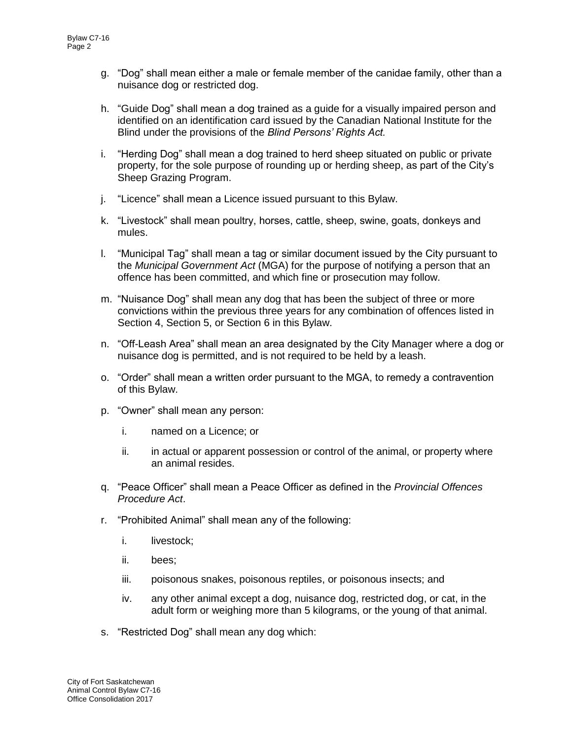g. "Dog" shall mean either a male or female member of the canidae family, other than a nuisance dog or restricted dog.

h. "Guide Dog" shall mean a dog trained as a guide for a visually impaired person and identified on an identification card issued by the Canadian National Institute for the Blind under the provisions of the *Blind Persons' Rights Act.*

i. "Herding Dog" shall mean a dog trained to herd sheep situated on public or private property, for the sole purpose of rounding up or herding sheep, as part of the City's Sheep Grazing Program.

j. "Licence" shall mean a Licence issued pursuant to this Bylaw.

k. "Livestock" shall mean poultry, horses, cattle, sheep, swine, goats, donkeys and mules.

l. "Municipal Tag" shall mean a tag or similar document issued by the City pursuant to the *Municipal Government Act* (MGA) for the purpose of notifying a person that an offence has been committed, and which fine or prosecution may follow.

m. "Nuisance Dog" shall mean any dog that has been the subject of three or more convictions within the previous three years for any combination of offences listed in Section 4, Section 5, or Section 6 in this Bylaw.

n. "Off-Leash Area" shall mean an area designated by the City Manager where a dog or nuisance dog is permitted, and is not required to be held by a leash.

o. "Order" shall mean a written order pursuant to the MGA, to remedy a contravention of this Bylaw.

p. "Owner" shall mean any person:

   i. named on a Licence; or

   ii. in actual or apparent possession or control of the animal, or property where an animal resides.

q. "Peace Officer" shall mean a Peace Officer as defined in the *Provincial Offences Procedure Act*.

r. "Prohibited Animal" shall mean any of the following:

   i. livestock;

   ii. bees;

   iii. poisonous snakes, poisonous reptiles, or poisonous insects; and

   iv. any other animal except a dog, nuisance dog, restricted dog, or cat, in the adult form or weighing more than 5 kilograms, or the young of that animal.

s. "Restricted Dog" shall mean any dog which: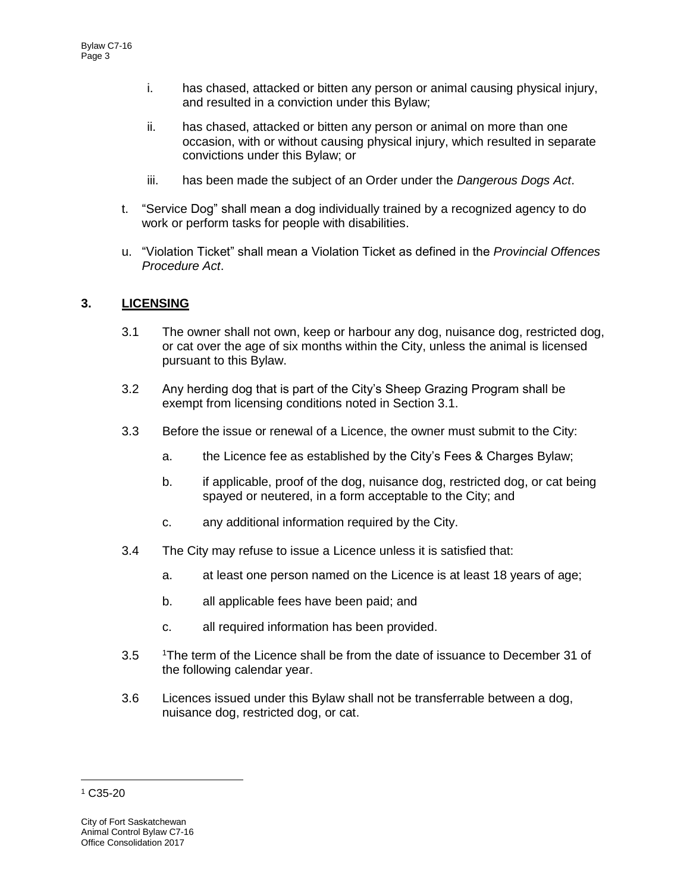i. has chased, attacked or bitten any person or animal causing physical injury, and resulted in a conviction under this Bylaw;

ii. has chased, attacked or bitten any person or animal on more than one occasion, with or without causing physical injury, which resulted in separate convictions under this Bylaw; or

iii. has been made the subject of an Order under the *Dangerous Dogs Act*.

t. "Service Dog" shall mean a dog individually trained by a recognized agency to do work or perform tasks for people with disabilities.

u. "Violation Ticket" shall mean a Violation Ticket as defined in the *Provincial Offences Procedure Act*.

## 3. LICENSING

3.1 The owner shall not own, keep or harbour any dog, nuisance dog, restricted dog, or cat over the age of six months within the City, unless the animal is licensed pursuant to this Bylaw.

3.2 Any herding dog that is part of the City's Sheep Grazing Program shall be exempt from licensing conditions noted in Section 3.1.

3.3 Before the issue or renewal of a Licence, the owner must submit to the City:

a. the Licence fee as established by the City's Fees & Charges Bylaw;

b. if applicable, proof of the dog, nuisance dog, restricted dog, or cat being spayed or neutered, in a form acceptable to the City; and

c. any additional information required by the City.

3.4 The City may refuse to issue a Licence unless it is satisfied that:

a. at least one person named on the Licence is at least 18 years of age;

b. all applicable fees have been paid; and

c. all required information has been provided.

3.5 [1]The term of the Licence shall be from the date of issuance to December 31 of the following calendar year.

3.6 Licences issued under this Bylaw shall not be transferrable between a dog, nuisance dog, restricted dog, or cat.

---

[1] C35-20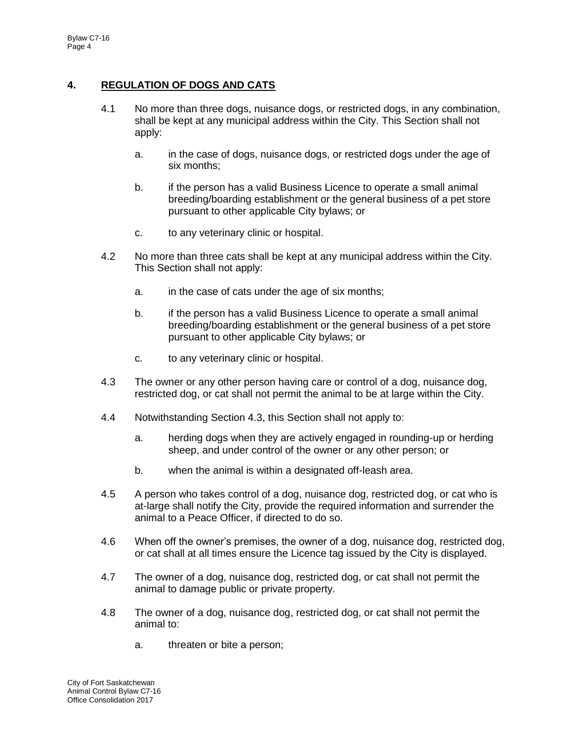## 4. REGULATION OF DOGS AND CATS

4.1 No more than three dogs, nuisance dogs, or restricted dogs, in any combination, shall be kept at any municipal address within the City. This Section shall not apply:

  a. in the case of dogs, nuisance dogs, or restricted dogs under the age of six months;

  b. if the person has a valid Business Licence to operate a small animal breeding/boarding establishment or the general business of a pet store pursuant to other applicable City bylaws; or

  c. to any veterinary clinic or hospital.

4.2 No more than three cats shall be kept at any municipal address within the City. This Section shall not apply:

  a. in the case of cats under the age of six months;

  b. if the person has a valid Business Licence to operate a small animal breeding/boarding establishment or the general business of a pet store pursuant to other applicable City bylaws; or

  c. to any veterinary clinic or hospital.

4.3 The owner or any other person having care or control of a dog, nuisance dog, restricted dog, or cat shall not permit the animal to be at large within the City.

4.4 Notwithstanding Section 4.3, this Section shall not apply to:

  a. herding dogs when they are actively engaged in rounding-up or herding sheep, and under control of the owner or any other person; or

  b. when the animal is within a designated off-leash area.

4.5 A person who takes control of a dog, nuisance dog, restricted dog, or cat who is at-large shall notify the City, provide the required information and surrender the animal to a Peace Officer, if directed to do so.

4.6 When off the owner's premises, the owner of a dog, nuisance dog, restricted dog, or cat shall at all times ensure the Licence tag issued by the City is displayed.

4.7 The owner of a dog, nuisance dog, restricted dog, or cat shall not permit the animal to damage public or private property.

4.8 The owner of a dog, nuisance dog, restricted dog, or cat shall not permit the animal to:

  a. threaten or bite a person;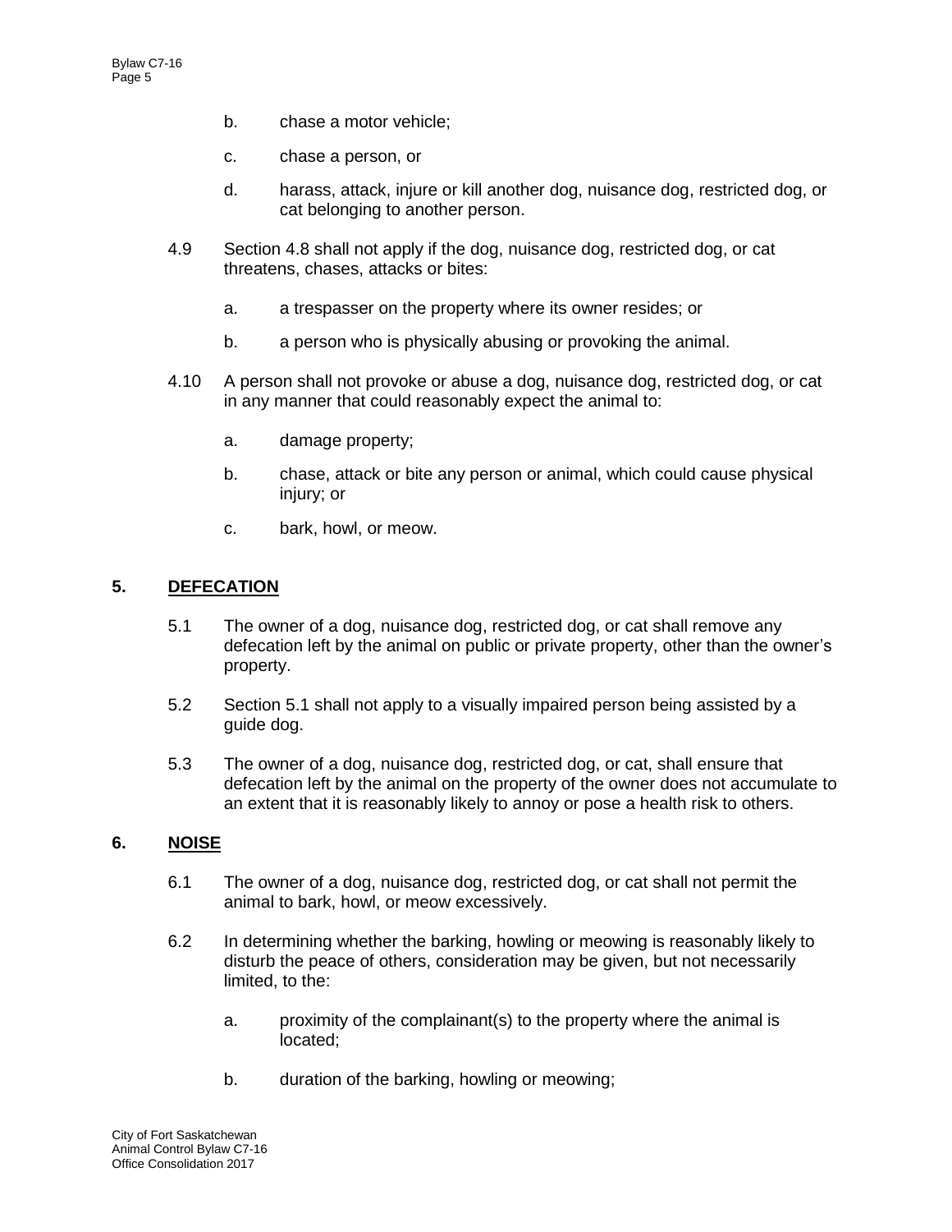b. chase a motor vehicle;

c. chase a person, or

d. harass, attack, injure or kill another dog, nuisance dog, restricted dog, or cat belonging to another person.

4.9 Section 4.8 shall not apply if the dog, nuisance dog, restricted dog, or cat threatens, chases, attacks or bites:

a. a trespasser on the property where its owner resides; or

b. a person who is physically abusing or provoking the animal.

4.10 A person shall not provoke or abuse a dog, nuisance dog, restricted dog, or cat in any manner that could reasonably expect the animal to:

a. damage property;

b. chase, attack or bite any person or animal, which could cause physical injury; or

c. bark, howl, or meow.

## 5. DEFECATION

5.1 The owner of a dog, nuisance dog, restricted dog, or cat shall remove any defecation left by the animal on public or private property, other than the owner's property.

5.2 Section 5.1 shall not apply to a visually impaired person being assisted by a guide dog.

5.3 The owner of a dog, nuisance dog, restricted dog, or cat, shall ensure that defecation left by the animal on the property of the owner does not accumulate to an extent that it is reasonably likely to annoy or pose a health risk to others.

## 6. NOISE

6.1 The owner of a dog, nuisance dog, restricted dog, or cat shall not permit the animal to bark, howl, or meow excessively.

6.2 In determining whether the barking, howling or meowing is reasonably likely to disturb the peace of others, consideration may be given, but not necessarily limited, to the:

a. proximity of the complainant(s) to the property where the animal is located;

b. duration of the barking, howling or meowing;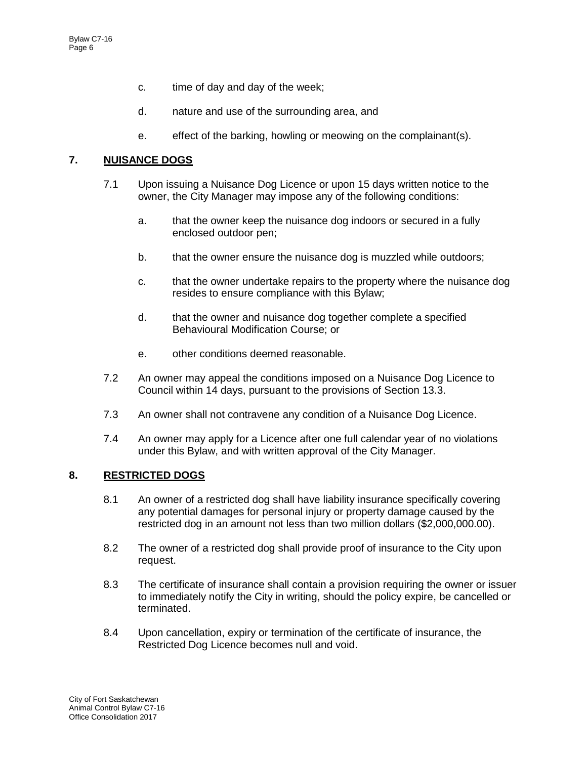c. time of day and day of the week;

d. nature and use of the surrounding area, and

e. effect of the barking, howling or meowing on the complainant(s).

## 7. NUISANCE DOGS

7.1 Upon issuing a Nuisance Dog Licence or upon 15 days written notice to the owner, the City Manager may impose any of the following conditions:

a. that the owner keep the nuisance dog indoors or secured in a fully enclosed outdoor pen;

b. that the owner ensure the nuisance dog is muzzled while outdoors;

c. that the owner undertake repairs to the property where the nuisance dog resides to ensure compliance with this Bylaw;

d. that the owner and nuisance dog together complete a specified Behavioural Modification Course; or

e. other conditions deemed reasonable.

7.2 An owner may appeal the conditions imposed on a Nuisance Dog Licence to Council within 14 days, pursuant to the provisions of Section 13.3.

7.3 An owner shall not contravene any condition of a Nuisance Dog Licence.

7.4 An owner may apply for a Licence after one full calendar year of no violations under this Bylaw, and with written approval of the City Manager.

## 8. RESTRICTED DOGS

8.1 An owner of a restricted dog shall have liability insurance specifically covering any potential damages for personal injury or property damage caused by the restricted dog in an amount not less than two million dollars ($2,000,000.00).

8.2 The owner of a restricted dog shall provide proof of insurance to the City upon request.

8.3 The certificate of insurance shall contain a provision requiring the owner or issuer to immediately notify the City in writing, should the policy expire, be cancelled or terminated.

8.4 Upon cancellation, expiry or termination of the certificate of insurance, the Restricted Dog Licence becomes null and void.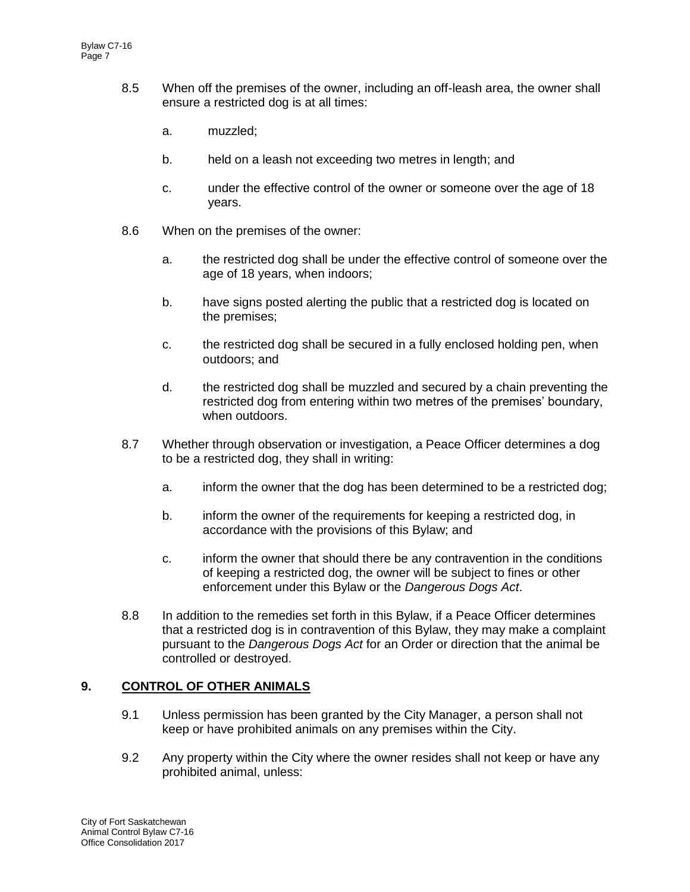8.5 When off the premises of the owner, including an off-leash area, the owner shall ensure a restricted dog is at all times:

a. muzzled;

b. held on a leash not exceeding two metres in length; and

c. under the effective control of the owner or someone over the age of 18 years.

8.6 When on the premises of the owner:

a. the restricted dog shall be under the effective control of someone over the age of 18 years, when indoors;

b. have signs posted alerting the public that a restricted dog is located on the premises;

c. the restricted dog shall be secured in a fully enclosed holding pen, when outdoors; and

d. the restricted dog shall be muzzled and secured by a chain preventing the restricted dog from entering within two metres of the premises' boundary, when outdoors.

8.7 Whether through observation or investigation, a Peace Officer determines a dog to be a restricted dog, they shall in writing:

a. inform the owner that the dog has been determined to be a restricted dog;

b. inform the owner of the requirements for keeping a restricted dog, in accordance with the provisions of this Bylaw; and

c. inform the owner that should there be any contravention in the conditions of keeping a restricted dog, the owner will be subject to fines or other enforcement under this Bylaw or the *Dangerous Dogs Act*.

8.8 In addition to the remedies set forth in this Bylaw, if a Peace Officer determines that a restricted dog is in contravention of this Bylaw, they may make a complaint pursuant to the *Dangerous Dogs Act* for an Order or direction that the animal be controlled or destroyed.

## 9. CONTROL OF OTHER ANIMALS

9.1 Unless permission has been granted by the City Manager, a person shall not keep or have prohibited animals on any premises within the City.

9.2 Any property within the City where the owner resides shall not keep or have any prohibited animal, unless: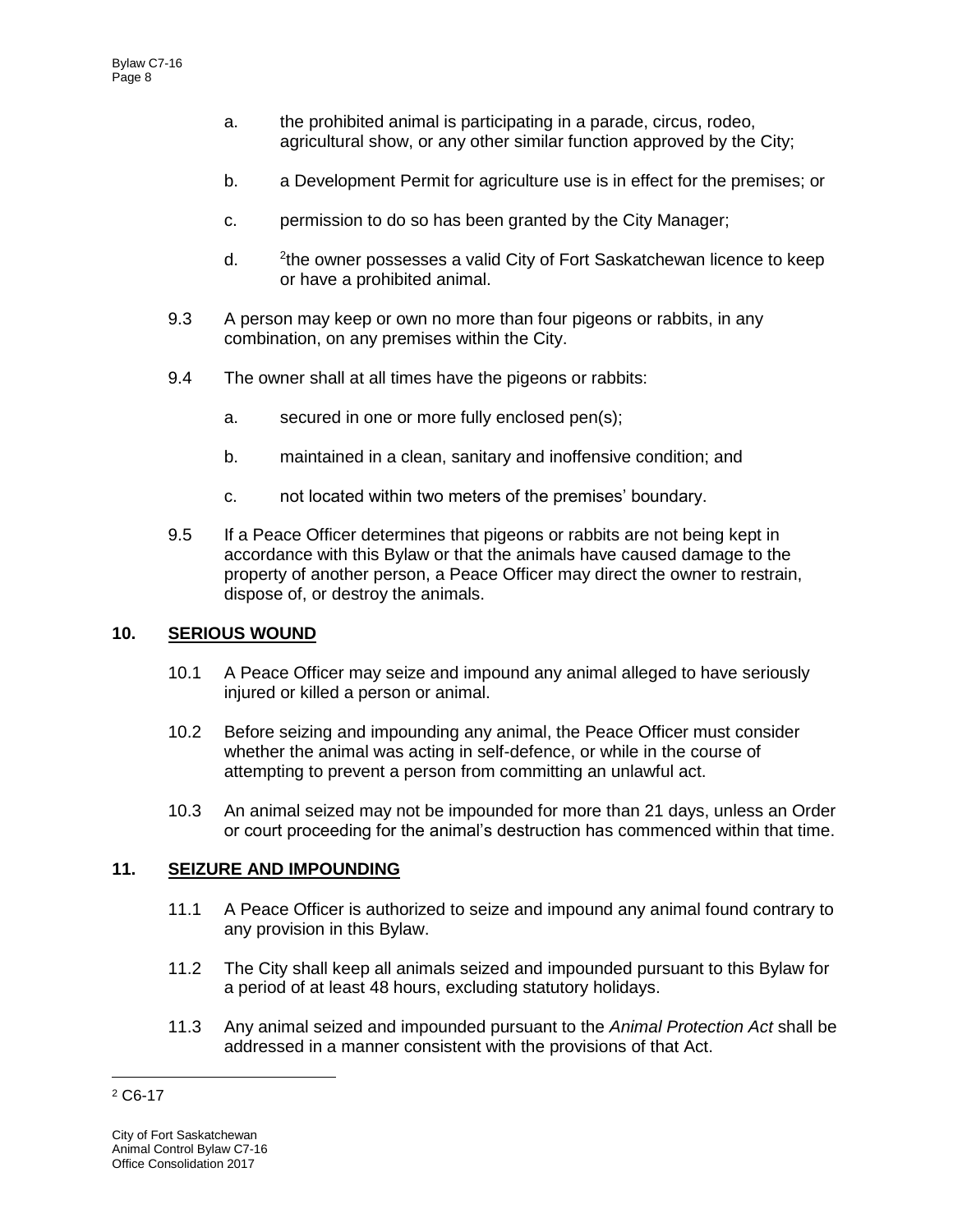a. the prohibited animal is participating in a parade, circus, rodeo, agricultural show, or any other similar function approved by the City;

b. a Development Permit for agriculture use is in effect for the premises; or

c. permission to do so has been granted by the City Manager;

d. [2]the owner possesses a valid City of Fort Saskatchewan licence to keep or have a prohibited animal.

9.3 A person may keep or own no more than four pigeons or rabbits, in any combination, on any premises within the City.

9.4 The owner shall at all times have the pigeons or rabbits:

a. secured in one or more fully enclosed pen(s);

b. maintained in a clean, sanitary and inoffensive condition; and

c. not located within two meters of the premises' boundary.

9.5 If a Peace Officer determines that pigeons or rabbits are not being kept in accordance with this Bylaw or that the animals have caused damage to the property of another person, a Peace Officer may direct the owner to restrain, dispose of, or destroy the animals.

## 10. SERIOUS WOUND

10.1 A Peace Officer may seize and impound any animal alleged to have seriously injured or killed a person or animal.

10.2 Before seizing and impounding any animal, the Peace Officer must consider whether the animal was acting in self-defence, or while in the course of attempting to prevent a person from committing an unlawful act.

10.3 An animal seized may not be impounded for more than 21 days, unless an Order or court proceeding for the animal's destruction has commenced within that time.

## 11. SEIZURE AND IMPOUNDING

11.1 A Peace Officer is authorized to seize and impound any animal found contrary to any provision in this Bylaw.

11.2 The City shall keep all animals seized and impounded pursuant to this Bylaw for a period of at least 48 hours, excluding statutory holidays.

11.3 Any animal seized and impounded pursuant to the *Animal Protection Act* shall be addressed in a manner consistent with the provisions of that Act.

[2] C6-17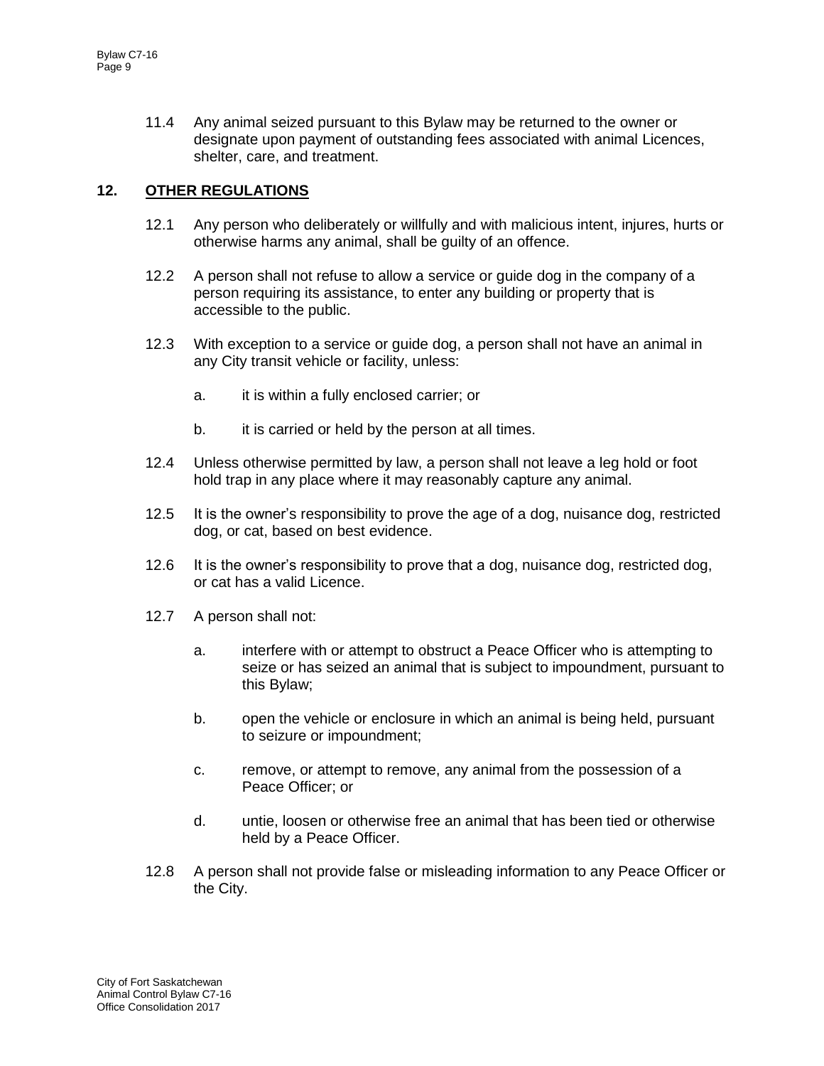11.4 Any animal seized pursuant to this Bylaw may be returned to the owner or designate upon payment of outstanding fees associated with animal Licences, shelter, care, and treatment.

## 12. OTHER REGULATIONS

12.1 Any person who deliberately or willfully and with malicious intent, injures, hurts or otherwise harms any animal, shall be guilty of an offence.

12.2 A person shall not refuse to allow a service or guide dog in the company of a person requiring its assistance, to enter any building or property that is accessible to the public.

12.3 With exception to a service or guide dog, a person shall not have an animal in any City transit vehicle or facility, unless:

a. it is within a fully enclosed carrier; or

b. it is carried or held by the person at all times.

12.4 Unless otherwise permitted by law, a person shall not leave a leg hold or foot hold trap in any place where it may reasonably capture any animal.

12.5 It is the owner's responsibility to prove the age of a dog, nuisance dog, restricted dog, or cat, based on best evidence.

12.6 It is the owner's responsibility to prove that a dog, nuisance dog, restricted dog, or cat has a valid Licence.

12.7 A person shall not:

a. interfere with or attempt to obstruct a Peace Officer who is attempting to seize or has seized an animal that is subject to impoundment, pursuant to this Bylaw;

b. open the vehicle or enclosure in which an animal is being held, pursuant to seizure or impoundment;

c. remove, or attempt to remove, any animal from the possession of a Peace Officer; or

d. untie, loosen or otherwise free an animal that has been tied or otherwise held by a Peace Officer.

12.8 A person shall not provide false or misleading information to any Peace Officer or the City.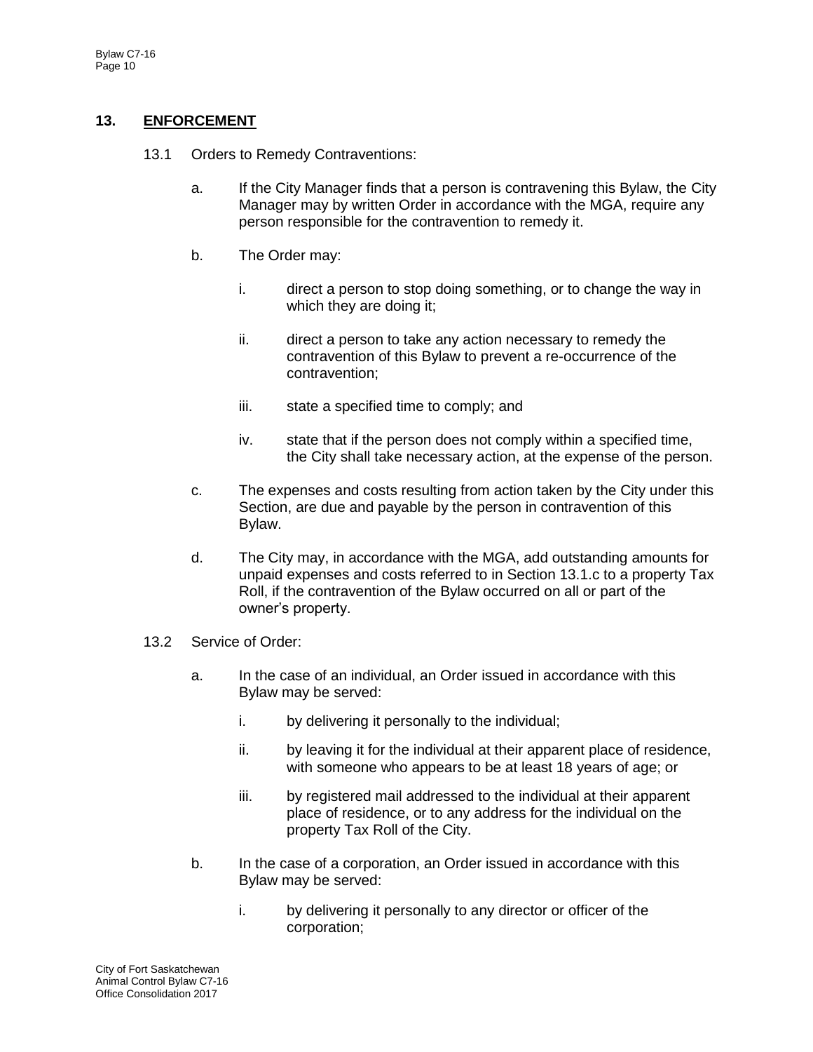## 13. ENFORCEMENT

13.1 Orders to Remedy Contraventions:

a. If the City Manager finds that a person is contravening this Bylaw, the City Manager may by written Order in accordance with the MGA, require any person responsible for the contravention to remedy it.

b. The Order may:

   i. direct a person to stop doing something, or to change the way in which they are doing it;

   ii. direct a person to take any action necessary to remedy the contravention of this Bylaw to prevent a re-occurrence of the contravention;

   iii. state a specified time to comply; and

   iv. state that if the person does not comply within a specified time, the City shall take necessary action, at the expense of the person.

c. The expenses and costs resulting from action taken by the City under this Section, are due and payable by the person in contravention of this Bylaw.

d. The City may, in accordance with the MGA, add outstanding amounts for unpaid expenses and costs referred to in Section 13.1.c to a property Tax Roll, if the contravention of the Bylaw occurred on all or part of the owner's property.

13.2 Service of Order:

a. In the case of an individual, an Order issued in accordance with this Bylaw may be served:

   i. by delivering it personally to the individual;

   ii. by leaving it for the individual at their apparent place of residence, with someone who appears to be at least 18 years of age; or

   iii. by registered mail addressed to the individual at their apparent place of residence, or to any address for the individual on the property Tax Roll of the City.

b. In the case of a corporation, an Order issued in accordance with this Bylaw may be served:

   i. by delivering it personally to any director or officer of the corporation;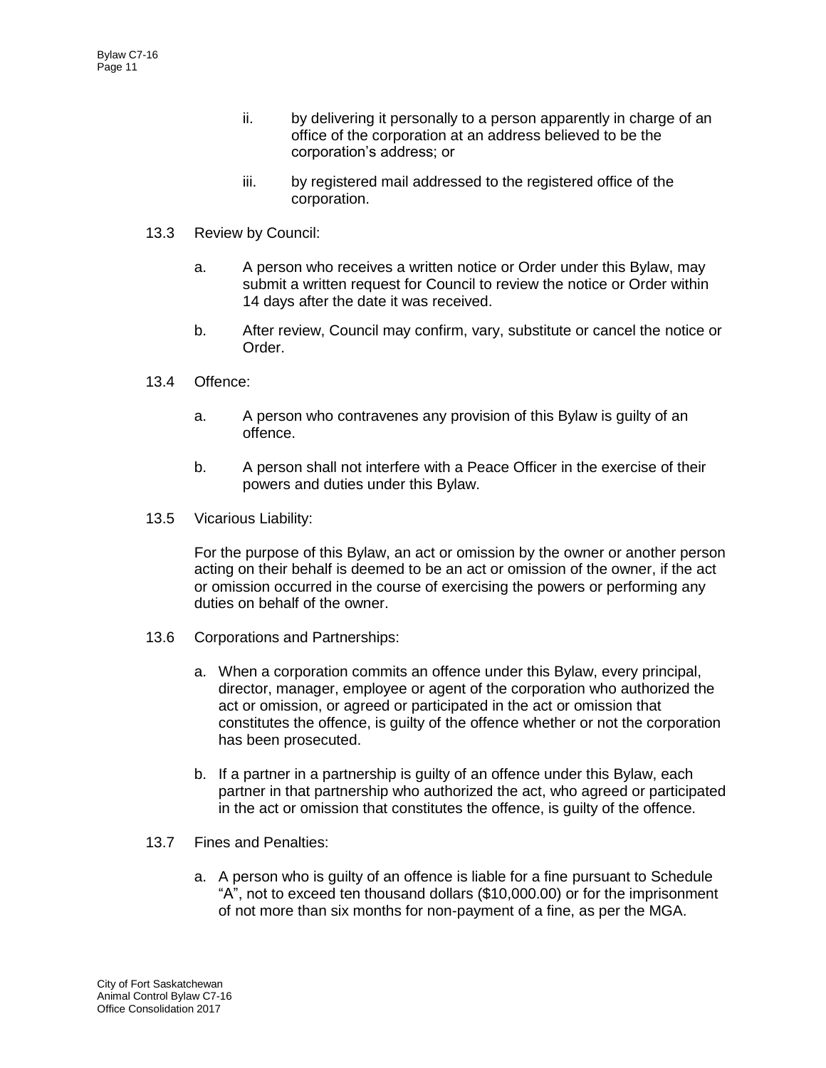ii. by delivering it personally to a person apparently in charge of an office of the corporation at an address believed to be the corporation's address; or

iii. by registered mail addressed to the registered office of the corporation.

13.3 Review by Council:

a. A person who receives a written notice or Order under this Bylaw, may submit a written request for Council to review the notice or Order within 14 days after the date it was received.

b. After review, Council may confirm, vary, substitute or cancel the notice or Order.

13.4 Offence:

a. A person who contravenes any provision of this Bylaw is guilty of an offence.

b. A person shall not interfere with a Peace Officer in the exercise of their powers and duties under this Bylaw.

13.5 Vicarious Liability:

For the purpose of this Bylaw, an act or omission by the owner or another person acting on their behalf is deemed to be an act or omission of the owner, if the act or omission occurred in the course of exercising the powers or performing any duties on behalf of the owner.

13.6 Corporations and Partnerships:

a. When a corporation commits an offence under this Bylaw, every principal, director, manager, employee or agent of the corporation who authorized the act or omission, or agreed or participated in the act or omission that constitutes the offence, is guilty of the offence whether or not the corporation has been prosecuted.

b. If a partner in a partnership is guilty of an offence under this Bylaw, each partner in that partnership who authorized the act, who agreed or participated in the act or omission that constitutes the offence, is guilty of the offence.

13.7 Fines and Penalties:

a. A person who is guilty of an offence is liable for a fine pursuant to Schedule "A", not to exceed ten thousand dollars ($10,000.00) or for the imprisonment of not more than six months for non-payment of a fine, as per the MGA.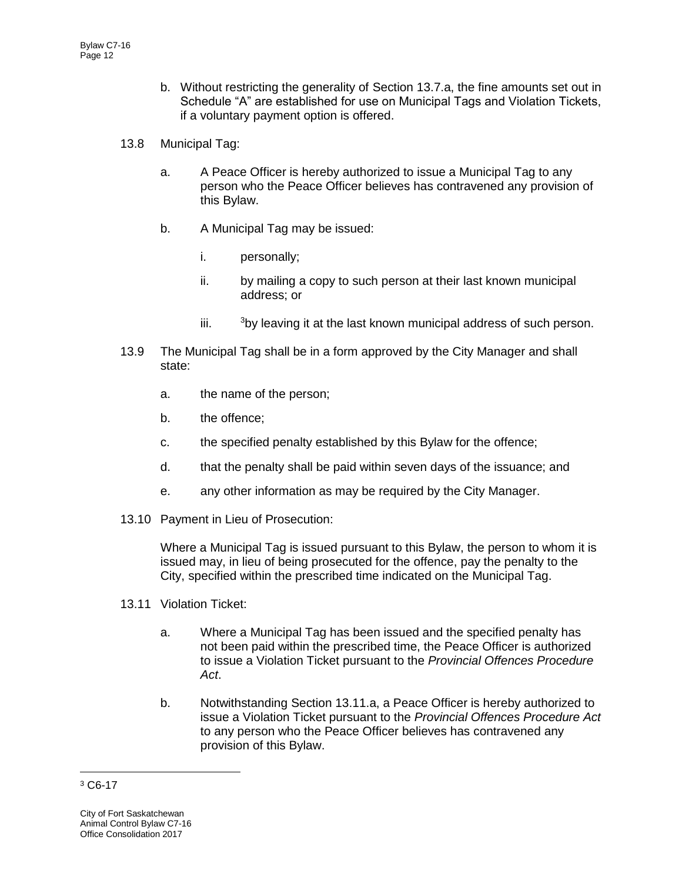b. Without restricting the generality of Section 13.7.a, the fine amounts set out in Schedule "A" are established for use on Municipal Tags and Violation Tickets, if a voluntary payment option is offered.

13.8 Municipal Tag:

a. A Peace Officer is hereby authorized to issue a Municipal Tag to any person who the Peace Officer believes has contravened any provision of this Bylaw.

b. A Municipal Tag may be issued:

i. personally;

ii. by mailing a copy to such person at their last known municipal address; or

iii. [3]by leaving it at the last known municipal address of such person.

13.9 The Municipal Tag shall be in a form approved by the City Manager and shall state:

a. the name of the person;

b. the offence;

c. the specified penalty established by this Bylaw for the offence;

d. that the penalty shall be paid within seven days of the issuance; and

e. any other information as may be required by the City Manager.

13.10 Payment in Lieu of Prosecution:

Where a Municipal Tag is issued pursuant to this Bylaw, the person to whom it is issued may, in lieu of being prosecuted for the offence, pay the penalty to the City, specified within the prescribed time indicated on the Municipal Tag.

13.11 Violation Ticket:

a. Where a Municipal Tag has been issued and the specified penalty has not been paid within the prescribed time, the Peace Officer is authorized to issue a Violation Ticket pursuant to the *Provincial Offences Procedure Act*.

b. Notwithstanding Section 13.11.a, a Peace Officer is hereby authorized to issue a Violation Ticket pursuant to the *Provincial Offences Procedure Act* to any person who the Peace Officer believes has contravened any provision of this Bylaw.

---

[3] C6-17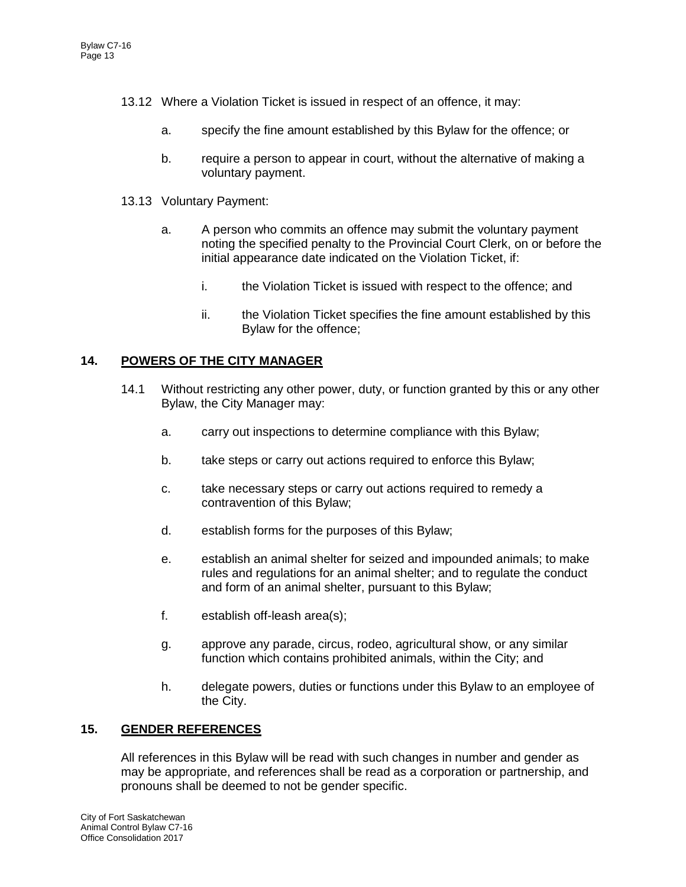13.12 Where a Violation Ticket is issued in respect of an offence, it may:

a. specify the fine amount established by this Bylaw for the offence; or

b. require a person to appear in court, without the alternative of making a voluntary payment.

13.13 Voluntary Payment:

a. A person who commits an offence may submit the voluntary payment noting the specified penalty to the Provincial Court Clerk, on or before the initial appearance date indicated on the Violation Ticket, if:

i. the Violation Ticket is issued with respect to the offence; and

ii. the Violation Ticket specifies the fine amount established by this Bylaw for the offence;

## 14. POWERS OF THE CITY MANAGER

14.1 Without restricting any other power, duty, or function granted by this or any other Bylaw, the City Manager may:

a. carry out inspections to determine compliance with this Bylaw;

b. take steps or carry out actions required to enforce this Bylaw;

c. take necessary steps or carry out actions required to remedy a contravention of this Bylaw;

d. establish forms for the purposes of this Bylaw;

e. establish an animal shelter for seized and impounded animals; to make rules and regulations for an animal shelter; and to regulate the conduct and form of an animal shelter, pursuant to this Bylaw;

f. establish off-leash area(s);

g. approve any parade, circus, rodeo, agricultural show, or any similar function which contains prohibited animals, within the City; and

h. delegate powers, duties or functions under this Bylaw to an employee of the City.

## 15. GENDER REFERENCES

All references in this Bylaw will be read with such changes in number and gender as may be appropriate, and references shall be read as a corporation or partnership, and pronouns shall be deemed to not be gender specific.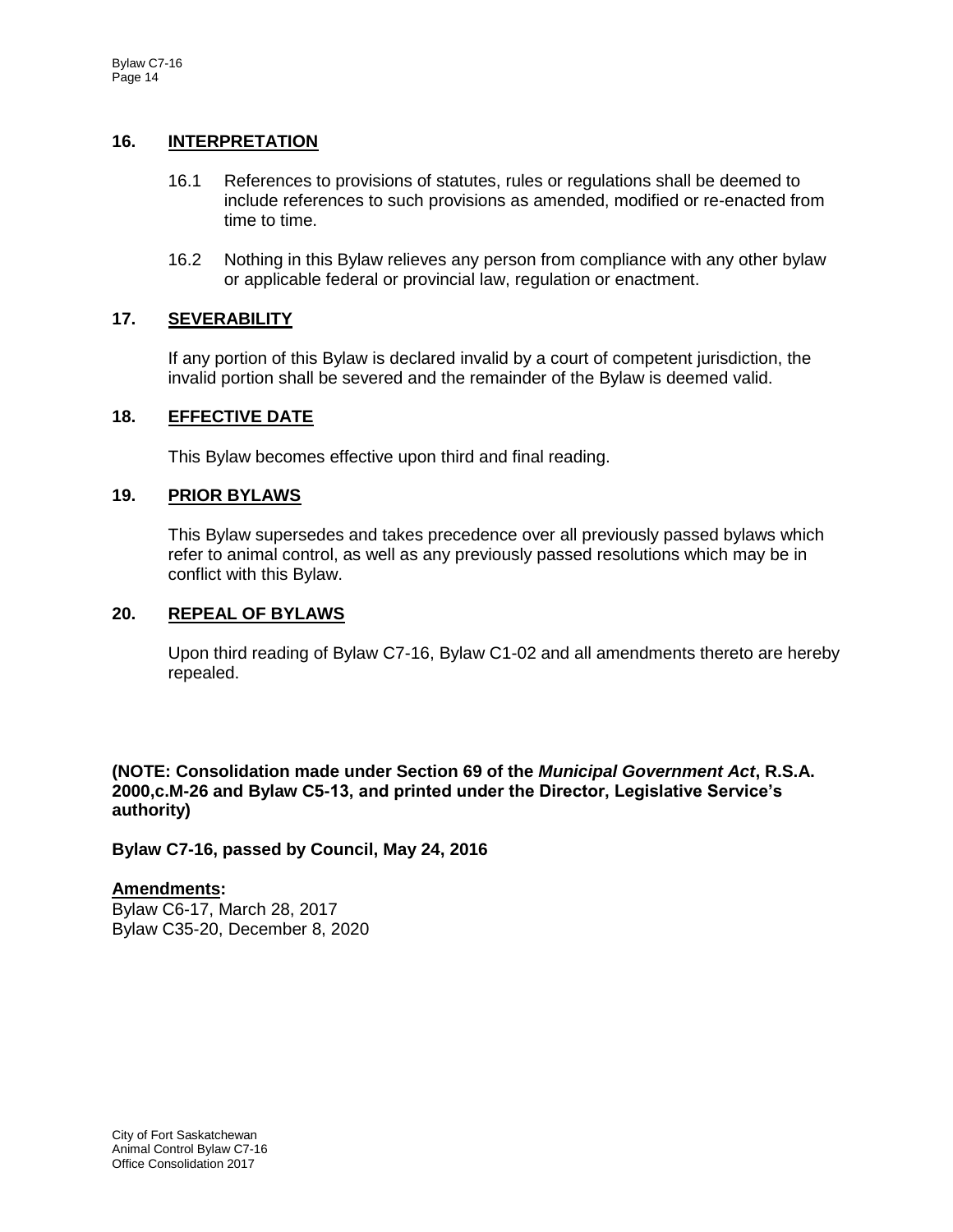## 16. INTERPRETATION

16.1 References to provisions of statutes, rules or regulations shall be deemed to include references to such provisions as amended, modified or re-enacted from time to time.

16.2 Nothing in this Bylaw relieves any person from compliance with any other bylaw or applicable federal or provincial law, regulation or enactment.

## 17. SEVERABILITY

If any portion of this Bylaw is declared invalid by a court of competent jurisdiction, the invalid portion shall be severed and the remainder of the Bylaw is deemed valid.

## 18. EFFECTIVE DATE

This Bylaw becomes effective upon third and final reading.

## 19. PRIOR BYLAWS

This Bylaw supersedes and takes precedence over all previously passed bylaws which refer to animal control, as well as any previously passed resolutions which may be in conflict with this Bylaw.

## 20. REPEAL OF BYLAWS

Upon third reading of Bylaw C7-16, Bylaw C1-02 and all amendments thereto are hereby repealed.

**(NOTE: Consolidation made under Section 69 of the *Municipal Government Act*, R.S.A. 2000,c.M-26 and Bylaw C5-13, and printed under the Director, Legislative Service's authority)**

**Bylaw C7-16, passed by Council, May 24, 2016**

**Amendments:**

Bylaw C6-17, March 28, 2017
Bylaw C35-20, December 8, 2020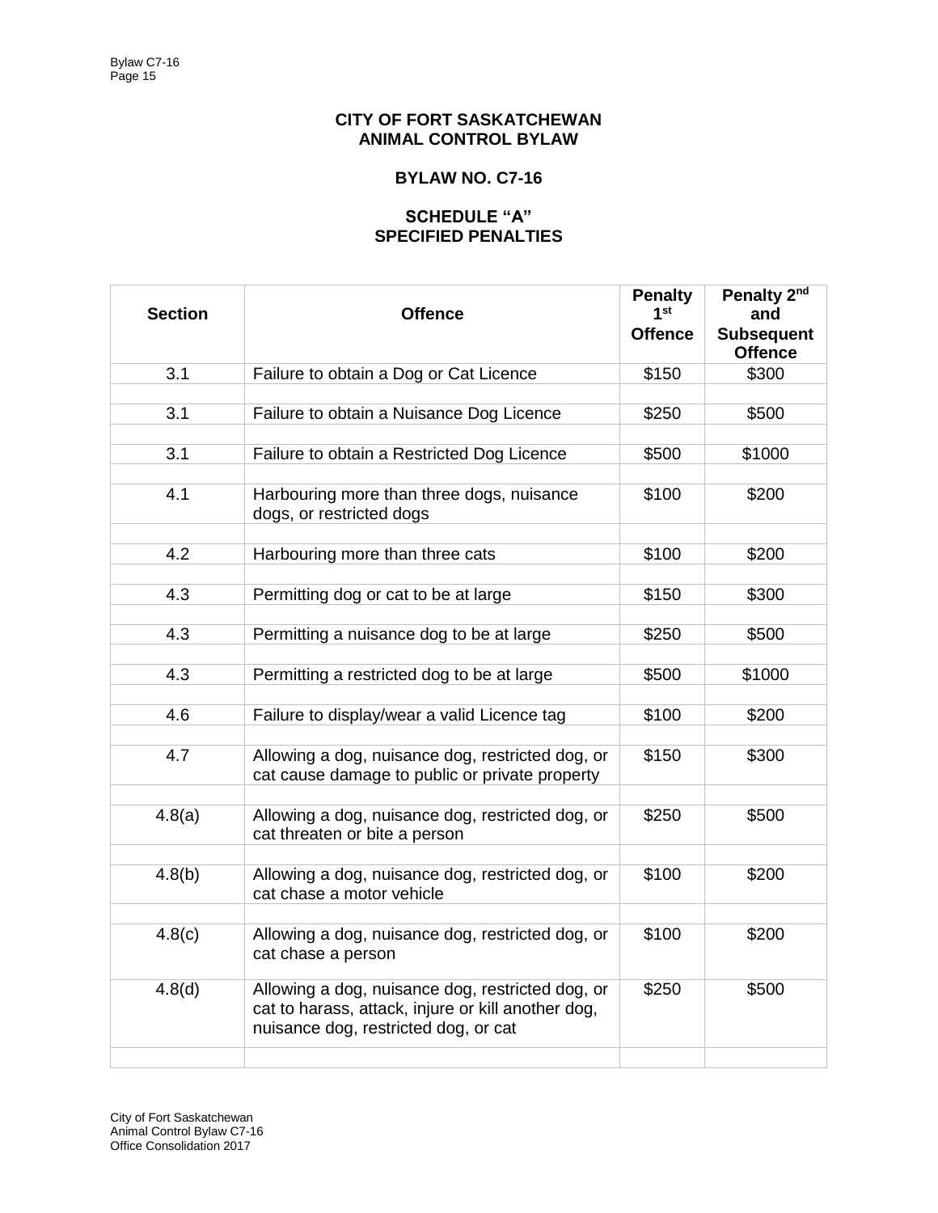**CITY OF FORT SASKATCHEWAN**
**ANIMAL CONTROL BYLAW**

**BYLAW NO. C7-16**

**SCHEDULE "A"**
**SPECIFIED PENALTIES**

| Section | Offence | Penalty 1st Offence | Penalty 2nd and Subsequent Offence |
|---|---|---|---|
| 3.1 | Failure to obtain a Dog or Cat Licence | $150 | $300 |
| 3.1 | Failure to obtain a Nuisance Dog Licence | $250 | $500 |
| 3.1 | Failure to obtain a Restricted Dog Licence | $500 | $1000 |
| 4.1 | Harbouring more than three dogs, nuisance dogs, or restricted dogs | $100 | $200 |
| 4.2 | Harbouring more than three cats | $100 | $200 |
| 4.3 | Permitting dog or cat to be at large | $150 | $300 |
| 4.3 | Permitting a nuisance dog to be at large | $250 | $500 |
| 4.3 | Permitting a restricted dog to be at large | $500 | $1000 |
| 4.6 | Failure to display/wear a valid Licence tag | $100 | $200 |
| 4.7 | Allowing a dog, nuisance dog, restricted dog, or cat cause damage to public or private property | $150 | $300 |
| 4.8(a) | Allowing a dog, nuisance dog, restricted dog, or cat threaten or bite a person | $250 | $500 |
| 4.8(b) | Allowing a dog, nuisance dog, restricted dog, or cat chase a motor vehicle | $100 | $200 |
| 4.8(c) | Allowing a dog, nuisance dog, restricted dog, or cat chase a person | $100 | $200 |
| 4.8(d) | Allowing a dog, nuisance dog, restricted dog, or cat to harass, attack, injure or kill another dog, nuisance dog, restricted dog, or cat | $250 | $500 |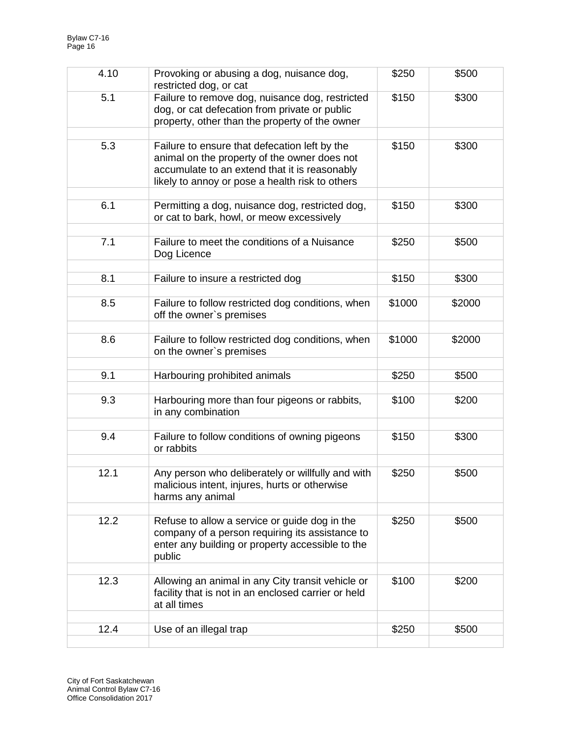| | | | |
|---|---|---|---|
| 4.10 | Provoking or abusing a dog, nuisance dog, restricted dog, or cat | $250 | $500 |
| 5.1 | Failure to remove dog, nuisance dog, restricted dog, or cat defecation from private or public property, other than the property of the owner | $150 | $300 |
| | | | |
| 5.3 | Failure to ensure that defecation left by the animal on the property of the owner does not accumulate to an extend that it is reasonably likely to annoy or pose a health risk to others | $150 | $300 |
| | | | |
| 6.1 | Permitting a dog, nuisance dog, restricted dog, or cat to bark, howl, or meow excessively | $150 | $300 |
| | | | |
| 7.1 | Failure to meet the conditions of a Nuisance Dog Licence | $250 | $500 |
| | | | |
| 8.1 | Failure to insure a restricted dog | $150 | $300 |
| | | | |
| 8.5 | Failure to follow restricted dog conditions, when off the owner`s premises | $1000 | $2000 |
| | | | |
| 8.6 | Failure to follow restricted dog conditions, when on the owner`s premises | $1000 | $2000 |
| | | | |
| 9.1 | Harbouring prohibited animals | $250 | $500 |
| | | | |
| 9.3 | Harbouring more than four pigeons or rabbits, in any combination | $100 | $200 |
| | | | |
| 9.4 | Failure to follow conditions of owning pigeons or rabbits | $150 | $300 |
| | | | |
| 12.1 | Any person who deliberately or willfully and with malicious intent, injures, hurts or otherwise harms any animal | $250 | $500 |
| | | | |
| 12.2 | Refuse to allow a service or guide dog in the company of a person requiring its assistance to enter any building or property accessible to the public | $250 | $500 |
| | | | |
| 12.3 | Allowing an animal in any City transit vehicle or facility that is not in an enclosed carrier or held at all times | $100 | $200 |
| | | | |
| 12.4 | Use of an illegal trap | $250 | $500 |
| | | | |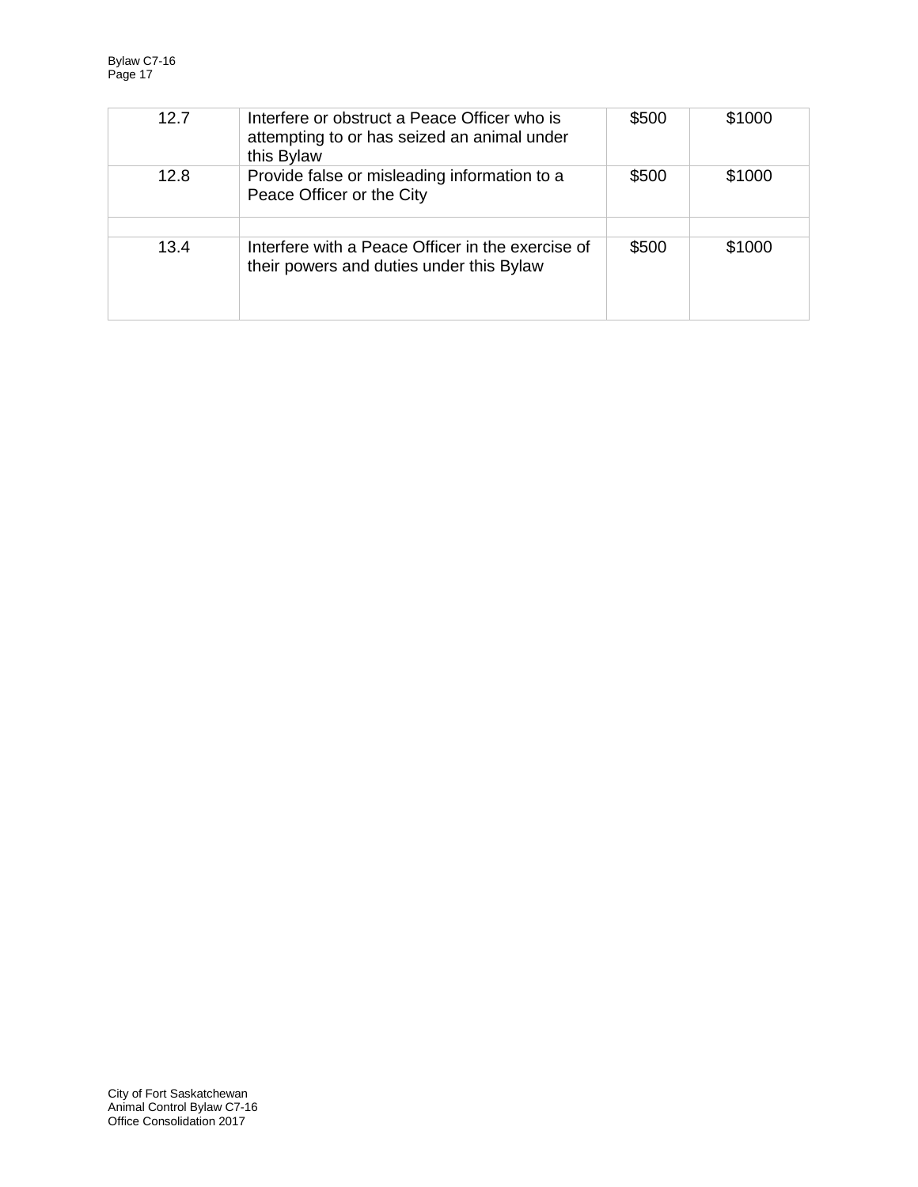| | | | |
|---|---|---|---|
| 12.7 | Interfere or obstruct a Peace Officer who is attempting to or has seized an animal under this Bylaw | $500 | $1000 |
| 12.8 | Provide false or misleading information to a Peace Officer or the City | $500 | $1000 |
| | | | |
| 13.4 | Interfere with a Peace Officer in the exercise of their powers and duties under this Bylaw | $500 | $1000 |